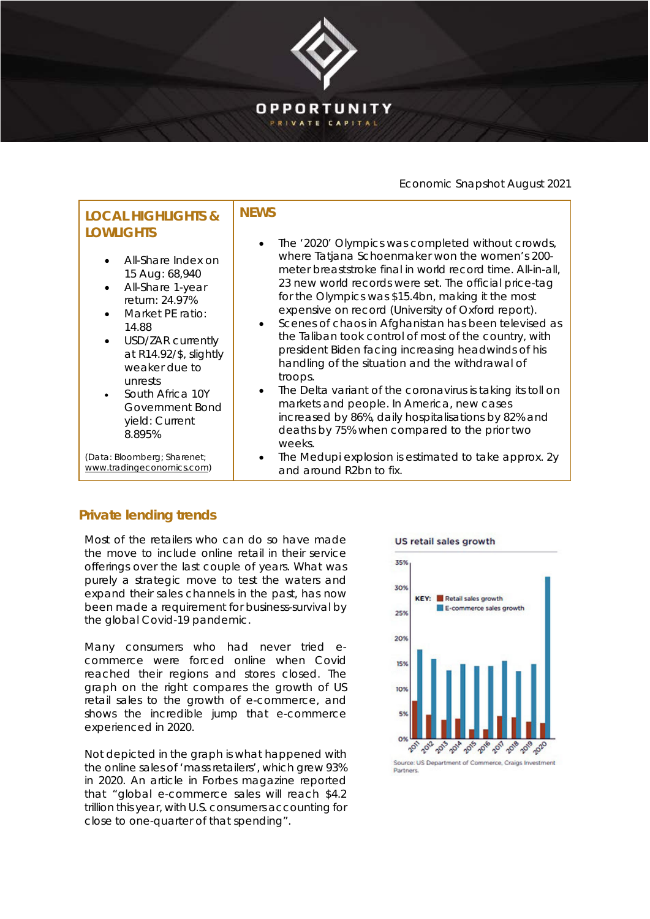# OPPORTUNITY PRIVATE CAPITAL

Economic Snapshot August 2021

## LOCAL HIGHLIGHTS & LOWLIGHTS

- All-Share Index on 15 Aug: 68,940
- All-Share 1-year return: 24.97%
- Market PE ratio: 14.88
- USD/ZAR currently at R14.92/$, slightly weaker due to unrests
- South Africa 10Y Government Bond yield: Current 8.895%

(Data: Bloomberg; Sharenet; www.tradingeconomics.com)

## NEWS

- The '2020' Olympics was completed without crowds, where Tatjana Schoenmaker won the women's 200-meter breaststroke final in world record time. All-in-all, 23 new world records were set. The official price-tag for the Olympics was $15.4bn, making it the most expensive on record (University of Oxford report).
- Scenes of chaos in Afghanistan has been televised as the Taliban took control of most of the country, with president Biden facing increasing headwinds of his handling of the situation and the withdrawal of troops.
- The Delta variant of the coronavirus is taking its toll on markets and people. In America, new cases increased by 86%, daily hospitalisations by 82% and deaths by 75% when compared to the prior two weeks.
- The Medupi explosion is estimated to take approx. 2y and around R2bn to fix.

## Private lending trends

Most of the retailers who can do so have made the move to include online retail in their service offerings over the last couple of years. What was purely a strategic move to test the waters and expand their sales channels in the past, has now been made a requirement for business-survival by the global Covid-19 pandemic.

Many consumers who had never tried e-commerce were forced online when Covid reached their regions and stores closed. The graph on the right compares the growth of US retail sales to the growth of e-commerce, and shows the incredible jump that e-commerce experienced in 2020.

Not depicted in the graph is what happened with the online sales of 'mass retailers', which grew 93% in 2020. An article in Forbes magazine reported that "global e-commerce sales will reach $4.2 trillion this year, with U.S. consumers accounting for close to one-quarter of that spending".

**US retail sales growth**

KEY: Retail sales growth; E-commerce sales growth

Source: US Department of Commerce, Craigs Investment Partners.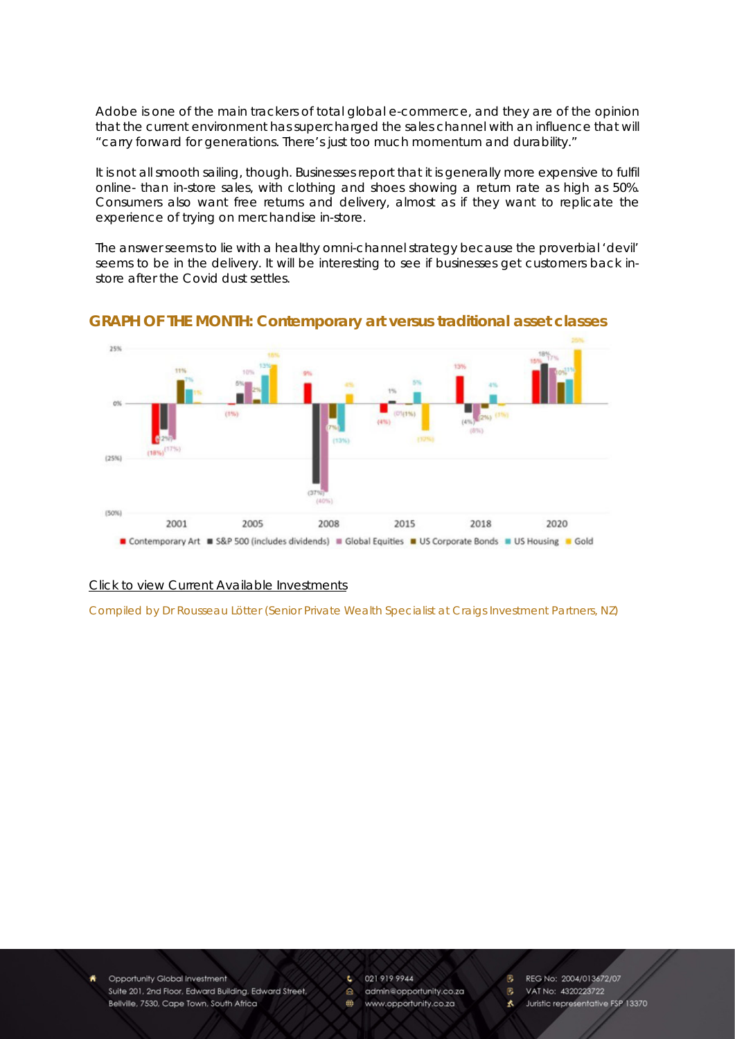Adobe is one of the main trackers of total global e-commerce, and they are of the opinion that the current environment has supercharged the sales channel with an influence that will "carry forward for generations. There's just too much momentum and durability."

It is not all smooth sailing, though. Businesses report that it is generally more expensive to fulfil online- than in-store sales, with clothing and shoes showing a return rate as high as 50%. Consumers also want free returns and delivery, almost as if they want to replicate the experience of trying on merchandise in-store.

The answer seems to lie with a healthy omni-channel strategy because the proverbial 'devil' seems to be in the delivery. It will be interesting to see if businesses get customers back in-store after the Covid dust settles.

## GRAPH OF THE MONTH: Contemporary art versus traditional asset classes

25%

0%

(25%)

(50%)

2001 2005 2008 2015 2018 2020

Contemporary Art ■ S&P 500 (includes dividends) ■ Global Equities ■ US Corporate Bonds ■ US Housing ■ Gold

[Click to view Current Available Investments]

Compiled by Dr Rousseau Lötter (Senior Private Wealth Specialist at Craigs Investment Partners, NZ)